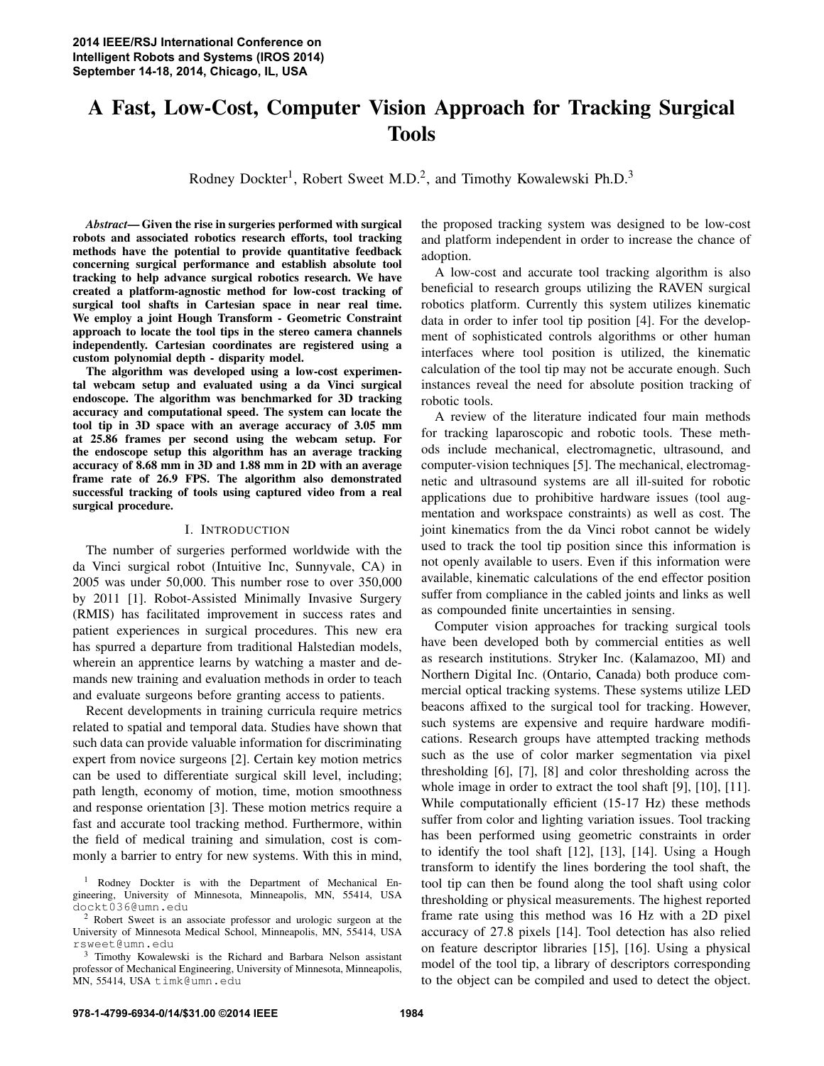# A Fast, Low-Cost, Computer Vision Approach for Tracking Surgical Tools

Rodney Dockter[1], Robert Sweet M.D.[2], and Timothy Kowalewski Ph.D.[3]

***Abstract*— Given the rise in surgeries performed with surgical robots and associated robotics research efforts, tool tracking methods have the potential to provide quantitative feedback concerning surgical performance and establish absolute tool tracking to help advance surgical robotics research. We have created a platform-agnostic method for low-cost tracking of surgical tool shafts in Cartesian space in near real time. We employ a joint Hough Transform - Geometric Constraint approach to locate the tool tips in the stereo camera channels independently. Cartesian coordinates are registered using a custom polynomial depth - disparity model.**

**The algorithm was developed using a low-cost experimental webcam setup and evaluated using a da Vinci surgical endoscope. The algorithm was benchmarked for 3D tracking accuracy and computational speed. The system can locate the tool tip in 3D space with an average accuracy of 3.05 mm at 25.86 frames per second using the webcam setup. For the endoscope setup this algorithm has an average tracking accuracy of 8.68 mm in 3D and 1.88 mm in 2D with an average frame rate of 26.9 FPS. The algorithm also demonstrated successful tracking of tools using captured video from a real surgical procedure.**

## I. Introduction

The number of surgeries performed worldwide with the da Vinci surgical robot (Intuitive Inc, Sunnyvale, CA) in 2005 was under 50,000. This number rose to over 350,000 by 2011 [1]. Robot-Assisted Minimally Invasive Surgery (RMIS) has facilitated improvement in success rates and patient experiences in surgical procedures. This new era has spurred a departure from traditional Halstedian models, wherein an apprentice learns by watching a master and demands new training and evaluation methods in order to teach and evaluate surgeons before granting access to patients.

Recent developments in training curricula require metrics related to spatial and temporal data. Studies have shown that such data can provide valuable information for discriminating expert from novice surgeons [2]. Certain key motion metrics can be used to differentiate surgical skill level, including; path length, economy of motion, time, motion smoothness and response orientation [3]. These motion metrics require a fast and accurate tool tracking method. Furthermore, within the field of medical training and simulation, cost is commonly a barrier to entry for new systems. With this in mind, the proposed tracking system was designed to be low-cost and platform independent in order to increase the chance of adoption.

A low-cost and accurate tool tracking algorithm is also beneficial to research groups utilizing the RAVEN surgical robotics platform. Currently this system utilizes kinematic data in order to infer tool tip position [4]. For the development of sophisticated controls algorithms or other human interfaces where tool position is utilized, the kinematic calculation of the tool tip may not be accurate enough. Such instances reveal the need for absolute position tracking of robotic tools.

A review of the literature indicated four main methods for tracking laparoscopic and robotic tools. These methods include mechanical, electromagnetic, ultrasound, and computer-vision techniques [5]. The mechanical, electromagnetic and ultrasound systems are all ill-suited for robotic applications due to prohibitive hardware issues (tool augmentation and workspace constraints) as well as cost. The joint kinematics from the da Vinci robot cannot be widely used to track the tool tip position since this information is not openly available to users. Even if this information were available, kinematic calculations of the end effector position suffer from compliance in the cabled joints and links as well as compounded finite uncertainties in sensing.

Computer vision approaches for tracking surgical tools have been developed both by commercial entities as well as research institutions. Stryker Inc. (Kalamazoo, MI) and Northern Digital Inc. (Ontario, Canada) both produce commercial optical tracking systems. These systems utilize LED beacons affixed to the surgical tool for tracking. However, such systems are expensive and require hardware modifications. Research groups have attempted tracking methods such as the use of color marker segmentation via pixel thresholding [6], [7], [8] and color thresholding across the whole image in order to extract the tool shaft [9], [10], [11]. While computationally efficient (15-17 Hz) these methods suffer from color and lighting variation issues. Tool tracking has been performed using geometric constraints in order to identify the tool shaft [12], [13], [14]. Using a Hough transform to identify the lines bordering the tool shaft, the tool tip can then be found along the tool shaft using color thresholding or physical measurements. The highest reported frame rate using this method was 16 Hz with a 2D pixel accuracy of 27.8 pixels [14]. Tool detection has also relied on feature descriptor libraries [15], [16]. Using a physical model of the tool tip, a library of descriptors corresponding to the object can be compiled and used to detect the object.

[1] Rodney Dockter is with the Department of Mechanical Engineering, University of Minnesota, Minneapolis, MN, 55414, USA dockt036@umn.edu

[2] Robert Sweet is an associate professor and urologic surgeon at the University of Minnesota Medical School, Minneapolis, MN, 55414, USA rsweet@umn.edu

[3] Timothy Kowalewski is the Richard and Barbara Nelson assistant professor of Mechanical Engineering, University of Minnesota, Minneapolis, MN, 55414, USA timk@umn.edu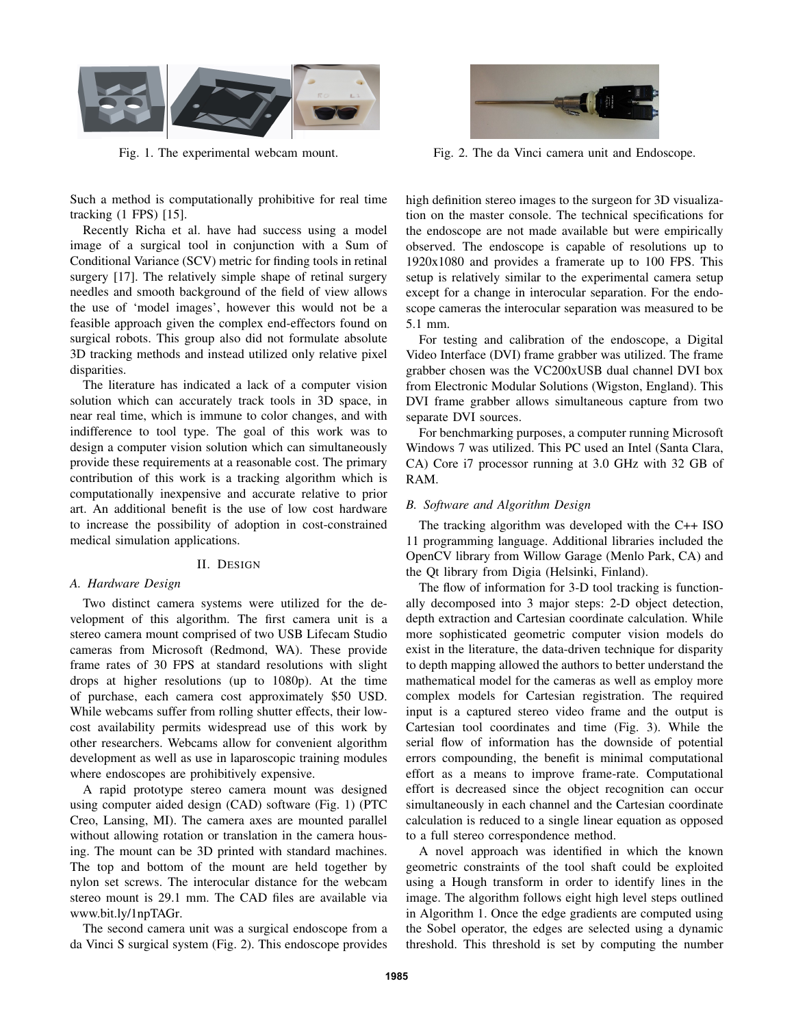Fig. 1. The experimental webcam mount.

Fig. 2. The da Vinci camera unit and Endoscope.

Such a method is computationally prohibitive for real time tracking (1 FPS) [15].

Recently Richa et al. have had success using a model image of a surgical tool in conjunction with a Sum of Conditional Variance (SCV) metric for finding tools in retinal surgery [17]. The relatively simple shape of retinal surgery needles and smooth background of the field of view allows the use of 'model images', however this would not be a feasible approach given the complex end-effectors found on surgical robots. This group also did not formulate absolute 3D tracking methods and instead utilized only relative pixel disparities.

The literature has indicated a lack of a computer vision solution which can accurately track tools in 3D space, in near real time, which is immune to color changes, and with indifference to tool type. The goal of this work was to design a computer vision solution which can simultaneously provide these requirements at a reasonable cost. The primary contribution of this work is a tracking algorithm which is computationally inexpensive and accurate relative to prior art. An additional benefit is the use of low cost hardware to increase the possibility of adoption in cost-constrained medical simulation applications.

## II. Design

### A. Hardware Design

Two distinct camera systems were utilized for the development of this algorithm. The first camera unit is a stereo camera mount comprised of two USB Lifecam Studio cameras from Microsoft (Redmond, WA). These provide frame rates of 30 FPS at standard resolutions with slight drops at higher resolutions (up to 1080p). At the time of purchase, each camera cost approximately $50 USD. While webcams suffer from rolling shutter effects, their low-cost availability permits widespread use of this work by other researchers. Webcams allow for convenient algorithm development as well as use in laparoscopic training modules where endoscopes are prohibitively expensive.

A rapid prototype stereo camera mount was designed using computer aided design (CAD) software (Fig. 1) (PTC Creo, Lansing, MI). The camera axes are mounted parallel without allowing rotation or translation in the camera housing. The mount can be 3D printed with standard machines. The top and bottom of the mount are held together by nylon set screws. The interocular distance for the webcam stereo mount is 29.1 mm. The CAD files are available via www.bit.ly/1npTAGr.

The second camera unit was a surgical endoscope from a da Vinci S surgical system (Fig. 2). This endoscope provides high definition stereo images to the surgeon for 3D visualization on the master console. The technical specifications for the endoscope are not made available but were empirically observed. The endoscope is capable of resolutions up to 1920x1080 and provides a framerate up to 100 FPS. This setup is relatively similar to the experimental camera setup except for a change in interocular separation. For the endoscope cameras the interocular separation was measured to be 5.1 mm.

For testing and calibration of the endoscope, a Digital Video Interface (DVI) frame grabber was utilized. The frame grabber chosen was the VC200xUSB dual channel DVI box from Electronic Modular Solutions (Wigston, England). This DVI frame grabber allows simultaneous capture from two separate DVI sources.

For benchmarking purposes, a computer running Microsoft Windows 7 was utilized. This PC used an Intel (Santa Clara, CA) Core i7 processor running at 3.0 GHz with 32 GB of RAM.

### B. Software and Algorithm Design

The tracking algorithm was developed with the C++ ISO 11 programming language. Additional libraries included the OpenCV library from Willow Garage (Menlo Park, CA) and the Qt library from Digia (Helsinki, Finland).

The flow of information for 3-D tool tracking is functionally decomposed into 3 major steps: 2-D object detection, depth extraction and Cartesian coordinate calculation. While more sophisticated geometric computer vision models do exist in the literature, the data-driven technique for disparity to depth mapping allowed the authors to better understand the mathematical model for the cameras as well as employ more complex models for Cartesian registration. The required input is a captured stereo video frame and the output is Cartesian tool coordinates and time (Fig. 3). While the serial flow of information has the downside of potential errors compounding, the benefit is minimal computational effort as a means to improve frame-rate. Computational effort is decreased since the object recognition can occur simultaneously in each channel and the Cartesian coordinate calculation is reduced to a single linear equation as opposed to a full stereo correspondence method.

A novel approach was identified in which the known geometric constraints of the tool shaft could be exploited using a Hough transform in order to identify lines in the image. The algorithm follows eight high level steps outlined in Algorithm 1. Once the edge gradients are computed using the Sobel operator, the edges are selected using a dynamic threshold. This threshold is set by computing the number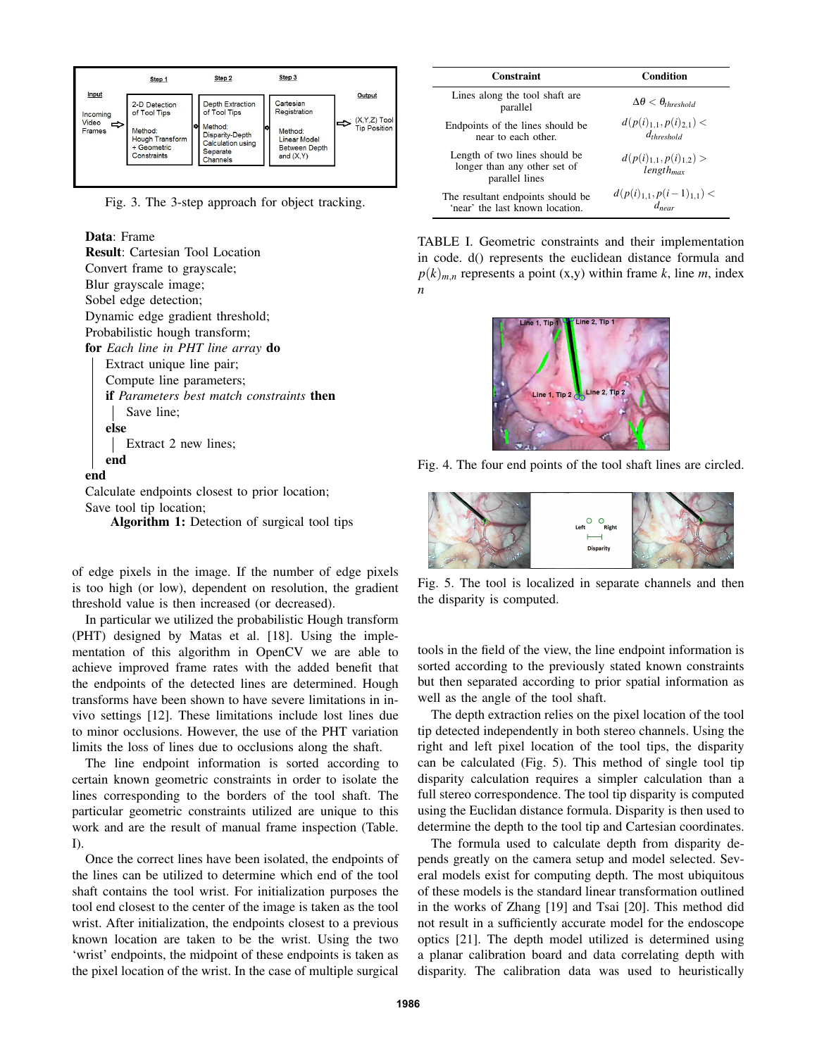Fig. 3. The 3-step approach for object tracking.

**Data**: Frame
**Result**: Cartesian Tool Location
Convert frame to grayscale;
Blur grayscale image;
Sobel edge detection;
Dynamic edge gradient threshold;
Probabilistic hough transform;
**for** *Each line in PHT line array* **do**
  Extract unique line pair;
  Compute line parameters;
  **if** *Parameters best match constraints* **then**
    Save line;
  **else**
    Extract 2 new lines;
  **end**
**end**
Calculate endpoints closest to prior location;
Save tool tip location;

**Algorithm 1:** Detection of surgical tool tips

of edge pixels in the image. If the number of edge pixels is too high (or low), dependent on resolution, the gradient threshold value is then increased (or decreased).

In particular we utilized the probabilistic Hough transform (PHT) designed by Matas et al. [18]. Using the implementation of this algorithm in OpenCV we are able to achieve improved frame rates with the added benefit that the endpoints of the detected lines are determined. Hough transforms have been shown to have severe limitations in in-vivo settings [12]. These limitations include lost lines due to minor occlusions. However, the use of the PHT variation limits the loss of lines due to occlusions along the shaft.

The line endpoint information is sorted according to certain known geometric constraints in order to isolate the lines corresponding to the borders of the tool shaft. The particular geometric constraints utilized are unique to this work and are the result of manual frame inspection (Table. I).

Once the correct lines have been isolated, the endpoints of the lines can be utilized to determine which end of the tool shaft contains the tool wrist. For initialization purposes the tool end closest to the center of the image is taken as the tool wrist. After initialization, the endpoints closest to a previous known location are taken to be the wrist. Using the two 'wrist' endpoints, the midpoint of these endpoints is taken as the pixel location of the wrist. In the case of multiple surgical tools in the field of the view, the line endpoint information is sorted according to the previously stated known constraints but then separated according to prior spatial information as well as the angle of the tool shaft.

| Constraint | Condition |
|---|---|
| Lines along the tool shaft are parallel | $\Delta\theta < \theta_{threshold}$ |
| Endpoints of the lines should be near to each other. | $d(p(i)_{1,1}, p(i)_{2,1}) < d_{threshold}$ |
| Length of two lines should be longer than any other set of parallel lines | $d(p(i)_{1,1}, p(i)_{1,2}) > length_{max}$ |
| The resultant endpoints should be 'near' the last known location. | $d(p(i)_{1,1}, p(i-1)_{1,1}) < d_{near}$ |

TABLE I. Geometric constraints and their implementation in code. d() represents the euclidean distance formula and $p(k)_{m,n}$ represents a point (x,y) within frame $k$, line $m$, index $n$

Fig. 4. The four end points of the tool shaft lines are circled.

Fig. 5. The tool is localized in separate channels and then the disparity is computed.

The depth extraction relies on the pixel location of the tool tip detected independently in both stereo channels. Using the right and left pixel location of the tool tips, the disparity can be calculated (Fig. 5). This method of single tool tip disparity calculation requires a simpler calculation than a full stereo correspondence. The tool tip disparity is computed using the Euclidan distance formula. Disparity is then used to determine the depth to the tool tip and Cartesian coordinates.

The formula used to calculate depth from disparity depends greatly on the camera setup and model selected. Several models exist for computing depth. The most ubiquitous of these models is the standard linear transformation outlined in the works of Zhang [19] and Tsai [20]. This method did not result in a sufficiently accurate model for the endoscope optics [21]. The depth model utilized is determined using a planar calibration board and data correlating depth with disparity. The calibration data was used to heuristically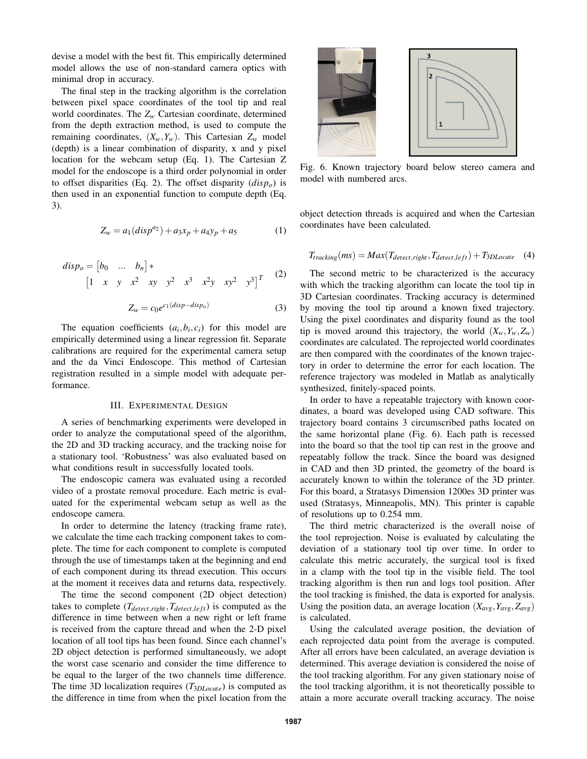devise a model with the best fit. This empirically determined model allows the use of non-standard camera optics with minimal drop in accuracy.

The final step in the tracking algorithm is the correlation between pixel space coordinates of the tool tip and real world coordinates. The $Z_w$ Cartesian coordinate, determined from the depth extraction method, is used to compute the remaining coordinates, $(X_w, Y_w)$. This Cartesian $Z_w$ model (depth) is a linear combination of disparity, x and y pixel location for the webcam setup (Eq. 1). The Cartesian Z model for the endoscope is a third order polynomial in order to offset disparities (Eq. 2). The offset disparity ($disp_o$) is then used in an exponential function to compute depth (Eq. 3).

$$Z_w = a_1(disp^{a_2}) + a_3 x_p + a_4 y_p + a_5 \tag{1}$$

$$disp_o = \begin{bmatrix} b_0 & \dots & b_n \end{bmatrix} * \begin{bmatrix} 1 & x & y & x^2 & xy & y^2 & x^3 & x^2y & xy^2 & y^3 \end{bmatrix}^T \tag{2}$$

$$Z_w = c_0 e^{c_1(disp - disp_o)} \tag{3}$$

The equation coefficients $(a_i, b_i, c_i)$ for this model are empirically determined using a linear regression fit. Separate calibrations are required for the experimental camera setup and the da Vinci Endoscope. This method of Cartesian registration resulted in a simple model with adequate performance.

## III. Experimental Design

A series of benchmarking experiments were developed in order to analyze the computational speed of the algorithm, the 2D and 3D tracking accuracy, and the tracking noise for a stationary tool. 'Robustness' was also evaluated based on what conditions result in successfully located tools.

The endoscopic camera was evaluated using a recorded video of a prostate removal procedure. Each metric is evaluated for the experimental webcam setup as well as the endoscope camera.

In order to determine the latency (tracking frame rate), we calculate the time each tracking component takes to complete. The time for each component to complete is computed through the use of timestamps taken at the beginning and end of each component during its thread execution. This occurs at the moment it receives data and returns data, respectively.

The time the second component (2D object detection) takes to complete ($T_{detect,right}, T_{detect,left}$) is computed as the difference in time between when a new right or left frame is received from the capture thread and when the 2-D pixel location of all tool tips has been found. Since each channel's 2D object detection is performed simultaneously, we adopt the worst case scenario and consider the time difference to be equal to the larger of the two channels time difference. The time 3D localization requires ($T_{3DLocate}$) is computed as the difference in time from when the pixel location from the object detection threads is acquired and when the Cartesian coordinates have been calculated.

Fig. 6. Known trajectory board below stereo camera and model with numbered arcs.

$$T_{tracking}(ms) = Max(T_{detect,right}, T_{detect,left}) + T_{3DLocate} \tag{4}$$

The second metric to be characterized is the accuracy with which the tracking algorithm can locate the tool tip in 3D Cartesian coordinates. Tracking accuracy is determined by moving the tool tip around a known fixed trajectory. Using the pixel coordinates and disparity found as the tool tip is moved around this trajectory, the world $(X_w, Y_w, Z_w)$ coordinates are calculated. The reprojected world coordinates are then compared with the coordinates of the known trajectory in order to determine the error for each location. The reference trajectory was modeled in Matlab as analytically synthesized, finitely-spaced points.

In order to have a repeatable trajectory with known coordinates, a board was developed using CAD software. This trajectory board contains 3 circumscribed paths located on the same horizontal plane (Fig. 6). Each path is recessed into the board so that the tool tip can rest in the groove and repeatably follow the track. Since the board was designed in CAD and then 3D printed, the geometry of the board is accurately known to within the tolerance of the 3D printer. For this board, a Stratasys Dimension 1200es 3D printer was used (Stratasys, Minneapolis, MN). This printer is capable of resolutions up to 0.254 mm.

The third metric characterized is the overall noise of the tool reprojection. Noise is evaluated by calculating the deviation of a stationary tool tip over time. In order to calculate this metric accurately, the surgical tool is fixed in a clamp with the tool tip in the visible field. The tool tracking algorithm is then run and logs tool position. After the tool tracking is finished, the data is exported for analysis. Using the position data, an average location $(X_{avg}, Y_{avg}, Z_{avg})$ is calculated.

Using the calculated average position, the deviation of each reprojected data point from the average is computed. After all errors have been calculated, an average deviation is determined. This average deviation is considered the noise of the tool tracking algorithm. For any given stationary noise of the tool tracking algorithm, it is not theoretically possible to attain a more accurate overall tracking accuracy. The noise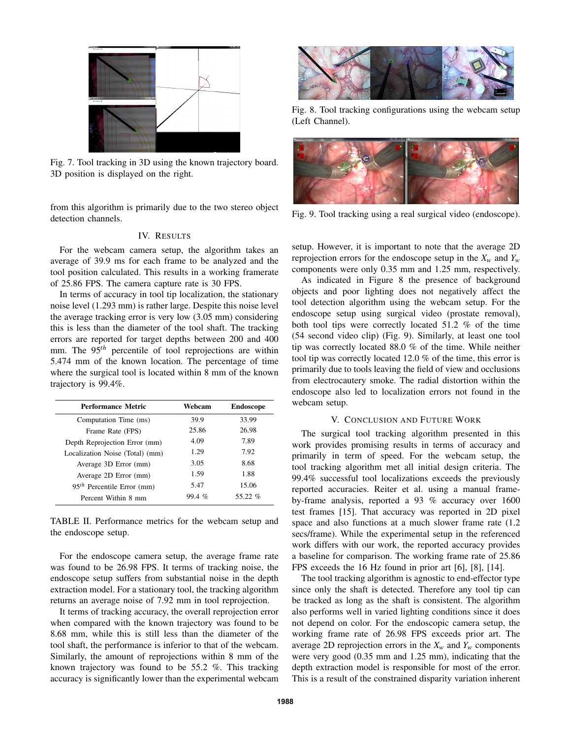Fig. 7. Tool tracking in 3D using the known trajectory board. 3D position is displayed on the right.

from this algorithm is primarily due to the two stereo object detection channels.

## IV. RESULTS

For the webcam camera setup, the algorithm takes an average of 39.9 ms for each frame to be analyzed and the tool position calculated. This results in a working framerate of 25.86 FPS. The camera capture rate is 30 FPS.

In terms of accuracy in tool tip localization, the stationary noise level (1.293 mm) is rather large. Despite this noise level the average tracking error is very low (3.05 mm) considering this is less than the diameter of the tool shaft. The tracking errors are reported for target depths between 200 and 400 mm. The $95^{th}$ percentile of tool reprojections are within 5.474 mm of the known location. The percentage of time where the surgical tool is located within 8 mm of the known trajectory is 99.4%.

| Performance Metric | Webcam | Endoscope |
|---|---|---|
| Computation Time (ms) | 39.9 | 33.99 |
| Frame Rate (FPS) | 25.86 | 26.98 |
| Depth Reprojection Error (mm) | 4.09 | 7.89 |
| Localization Noise (Total) (mm) | 1.29 | 7.92 |
| Average 3D Error (mm) | 3.05 | 8.68 |
| Average 2D Error (mm) | 1.59 | 1.88 |
| $95^{th}$ Percentile Error (mm) | 5.47 | 15.06 |
| Percent Within 8 mm | 99.4 % | 55.22 % |

TABLE II. Performance metrics for the webcam setup and the endoscope setup.

For the endoscope camera setup, the average frame rate was found to be 26.98 FPS. It terms of tracking noise, the endoscope setup suffers from substantial noise in the depth extraction model. For a stationary tool, the tracking algorithm returns an average noise of 7.92 mm in tool reprojection.

It terms of tracking accuracy, the overall reprojection error when compared with the known trajectory was found to be 8.68 mm, while this is still less than the diameter of the tool shaft, the performance is inferior to that of the webcam. Similarly, the amount of reprojections within 8 mm of the known trajectory was found to be 55.2 %. This tracking accuracy is significantly lower than the experimental webcam setup. However, it is important to note that the average 2D reprojection errors for the endoscope setup in the $X_w$ and $Y_w$ components were only 0.35 mm and 1.25 mm, respectively.

Fig. 8. Tool tracking configurations using the webcam setup (Left Channel).

Fig. 9. Tool tracking using a real surgical video (endoscope).

As indicated in Figure 8 the presence of background objects and poor lighting does not negatively affect the tool detection algorithm using the webcam setup. For the endoscope setup using surgical video (prostate removal), both tool tips were correctly located 51.2 % of the time (54 second video clip) (Fig. 9). Similarly, at least one tool tip was correctly located 88.0 % of the time. While neither tool tip was correctly located 12.0 % of the time, this error is primarily due to tools leaving the field of view and occlusions from electrocautery smoke. The radial distortion within the endoscope also led to localization errors not found in the webcam setup.

## V. CONCLUSION AND FUTURE WORK

The surgical tool tracking algorithm presented in this work provides promising results in terms of accuracy and primarily in term of speed. For the webcam setup, the tool tracking algorithm met all initial design criteria. The 99.4% successful tool localizations exceeds the previously reported accuracies. Reiter et al. using a manual frame-by-frame analysis, reported a 93 % accuracy over 1600 test frames [15]. That accuracy was reported in 2D pixel space and also functions at a much slower frame rate (1.2 secs/frame). While the experimental setup in the referenced work differs with our work, the reported accuracy provides a baseline for comparison. The working frame rate of 25.86 FPS exceeds the 16 Hz found in prior art [6], [8], [14].

The tool tracking algorithm is agnostic to end-effector type since only the shaft is detected. Therefore any tool tip can be tracked as long as the shaft is consistent. The algorithm also performs well in varied lighting conditions since it does not depend on color. For the endoscopic camera setup, the working frame rate of 26.98 FPS exceeds prior art. The average 2D reprojection errors in the $X_w$ and $Y_w$ components were very good (0.35 mm and 1.25 mm), indicating that the depth extraction model is responsible for most of the error. This is a result of the constrained disparity variation inherent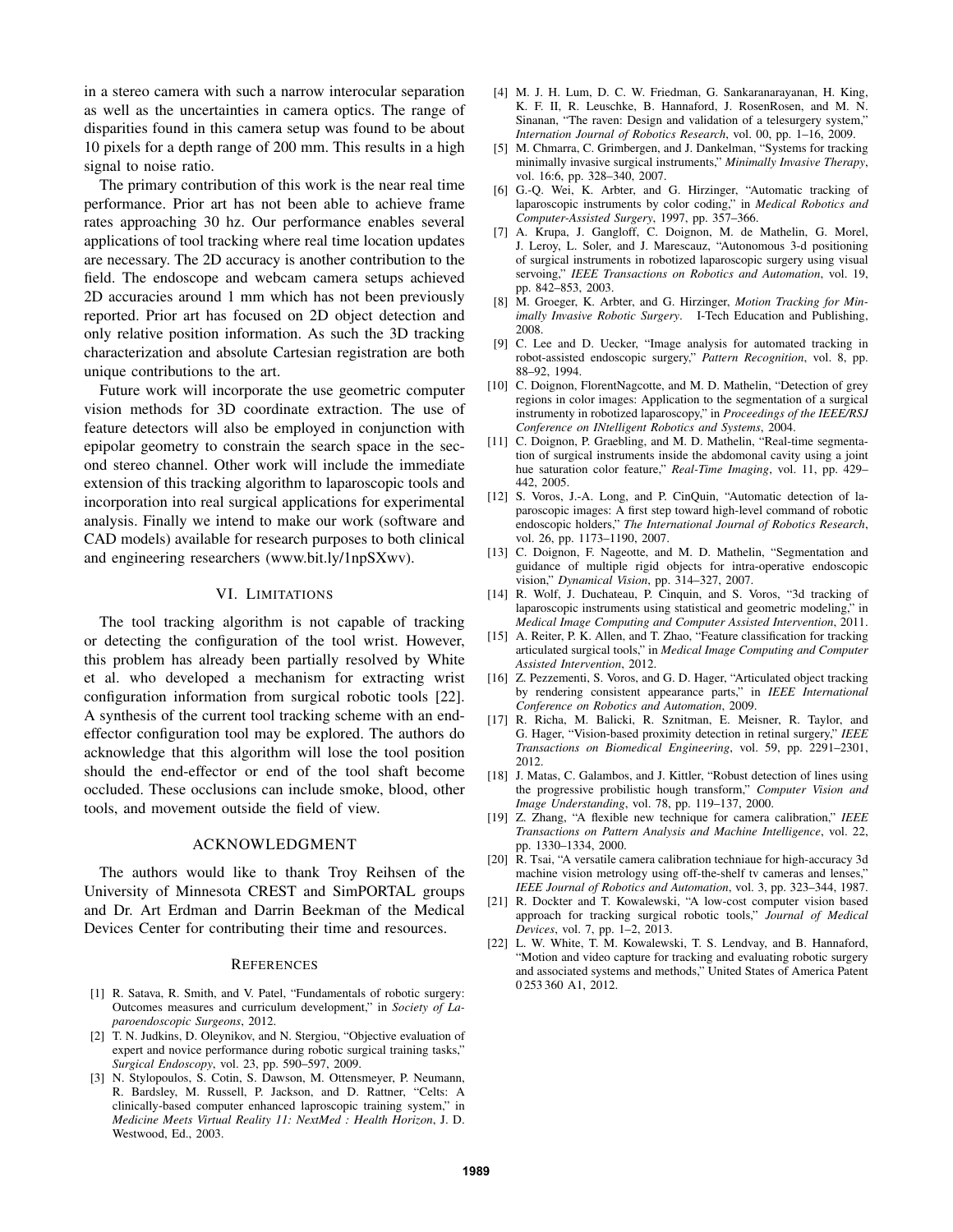in a stereo camera with such a narrow interocular separation as well as the uncertainties in camera optics. The range of disparities found in this camera setup was found to be about 10 pixels for a depth range of 200 mm. This results in a high signal to noise ratio.

The primary contribution of this work is the near real time performance. Prior art has not been able to achieve frame rates approaching 30 hz. Our performance enables several applications of tool tracking where real time location updates are necessary. The 2D accuracy is another contribution to the field. The endoscope and webcam camera setups achieved 2D accuracies around 1 mm which has not been previously reported. Prior art has focused on 2D object detection and only relative position information. As such the 3D tracking characterization and absolute Cartesian registration are both unique contributions to the art.

Future work will incorporate the use geometric computer vision methods for 3D coordinate extraction. The use of feature detectors will also be employed in conjunction with epipolar geometry to constrain the search space in the second stereo channel. Other work will include the immediate extension of this tracking algorithm to laparoscopic tools and incorporation into real surgical applications for experimental analysis. Finally we intend to make our work (software and CAD models) available for research purposes to both clinical and engineering researchers (www.bit.ly/1npSXwv).

## VI. LIMITATIONS

The tool tracking algorithm is not capable of tracking or detecting the configuration of the tool wrist. However, this problem has already been partially resolved by White et al. who developed a mechanism for extracting wrist configuration information from surgical robotic tools [22]. A synthesis of the current tool tracking scheme with an end-effector configuration tool may be explored. The authors do acknowledge that this algorithm will lose the tool position should the end-effector or end of the tool shaft become occluded. These occlusions can include smoke, blood, other tools, and movement outside the field of view.

## ACKNOWLEDGMENT

The authors would like to thank Troy Reihsen of the University of Minnesota CREST and SimPORTAL groups and Dr. Art Erdman and Darrin Beekman of the Medical Devices Center for contributing their time and resources.

## REFERENCES

[1] R. Satava, R. Smith, and V. Patel, "Fundamentals of robotic surgery: Outcomes measures and curriculum development," in *Society of Laparoendoscopic Surgeons*, 2012.

[2] T. N. Judkins, D. Oleynikov, and N. Stergiou, "Objective evaluation of expert and novice performance during robotic surgical training tasks," *Surgical Endoscopy*, vol. 23, pp. 590–597, 2009.

[3] N. Stylopoulos, S. Cotin, S. Dawson, M. Ottensmeyer, P. Neumann, R. Bardsley, M. Russell, P. Jackson, and D. Rattner, "Celts: A clinically-based computer enhanced laproscopic training system," in *Medicine Meets Virtual Reality 11: NextMed : Health Horizon*, J. D. Westwood, Ed., 2003.

[4] M. J. H. Lum, D. C. W. Friedman, G. Sankaranarayanan, H. King, K. F. II, R. Leuschke, B. Hannaford, J. RosenRosen, and M. N. Sinanan, "The raven: Design and validation of a telesurgery system," *Internation Journal of Robotics Research*, vol. 00, pp. 1–16, 2009.

[5] M. Chmarra, C. Grimbergen, and J. Dankelman, "Systems for tracking minimally invasive surgical instruments," *Minimally Invasive Therapy*, vol. 16:6, pp. 328–340, 2007.

[6] G.-Q. Wei, K. Arbter, and G. Hirzinger, "Automatic tracking of laparoscopic instruments by color coding," in *Medical Robotics and Computer-Assisted Surgery*, 1997, pp. 357–366.

[7] A. Krupa, J. Gangloff, C. Doignon, M. de Mathelin, G. Morel, J. Leroy, L. Soler, and J. Marescauz, "Autonomous 3-d positioning of surgical instruments in robotized laparoscopic surgery using visual servoing," *IEEE Transactions on Robotics and Automation*, vol. 19, pp. 842–853, 2003.

[8] M. Groeger, K. Arbter, and G. Hirzinger, *Motion Tracking for Minimally Invasive Robotic Surgery*. I-Tech Education and Publishing, 2008.

[9] C. Lee and D. Uecker, "Image analysis for automated tracking in robot-assisted endoscopic surgery," *Pattern Recognition*, vol. 8, pp. 88–92, 1994.

[10] C. Doignon, FlorentNagcotte, and M. D. Mathelin, "Detection of grey regions in color images: Application to the segmentation of a surgical instrumenty in robotized laparoscopy," in *Proceedings of the IEEE/RSJ Conference on INtelligent Robotics and Systems*, 2004.

[11] C. Doignon, P. Graebling, and M. D. Mathelin, "Real-time segmentation of surgical instruments inside the abdomonal cavity using a joint hue saturation color feature," *Real-Time Imaging*, vol. 11, pp. 429–442, 2005.

[12] S. Voros, J.-A. Long, and P. CinQuin, "Automatic detection of laparoscopic images: A first step toward high-level command of robotic endoscopic holders," *The International Journal of Robotics Research*, vol. 26, pp. 1173–1190, 2007.

[13] C. Doignon, F. Nageotte, and M. D. Mathelin, "Segmentation and guidance of multiple rigid objects for intra-operative endoscopic vision," *Dynamical Vision*, pp. 314–327, 2007.

[14] R. Wolf, J. Duchateau, P. Cinquin, and S. Voros, "3d tracking of laparoscopic instruments using statistical and geometric modeling," in *Medical Image Computing and Computer Assisted Intervention*, 2011.

[15] A. Reiter, P. K. Allen, and T. Zhao, "Feature classification for tracking articulated surgical tools," in *Medical Image Computing and Computer Assisted Intervention*, 2012.

[16] Z. Pezzementi, S. Voros, and G. D. Hager, "Articulated object tracking by rendering consistent appearance parts," in *IEEE International Conference on Robotics and Automation*, 2009.

[17] R. Richa, M. Balicki, R. Sznitman, E. Meisner, R. Taylor, and G. Hager, "Vision-based proximity detection in retinal surgery," *IEEE Transactions on Biomedical Engineering*, vol. 59, pp. 2291–2301, 2012.

[18] J. Matas, C. Galambos, and J. Kittler, "Robust detection of lines using the progressive probilistic hough transform," *Computer Vision and Image Understanding*, vol. 78, pp. 119–137, 2000.

[19] Z. Zhang, "A flexible new technique for camera calibration," *IEEE Transactions on Pattern Analysis and Machine Intelligence*, vol. 22, pp. 1330–1334, 2000.

[20] R. Tsai, "A versatile camera calibration techniaue for high-accuracy 3d machine vision metrology using off-the-shelf tv cameras and lenses," *IEEE Journal of Robotics and Automation*, vol. 3, pp. 323–344, 1987.

[21] R. Dockter and T. Kowalewski, "A low-cost computer vision based approach for tracking surgical robotic tools," *Journal of Medical Devices*, vol. 7, pp. 1–2, 2013.

[22] L. W. White, T. M. Kowalewski, T. S. Lendvay, and B. Hannaford, "Motion and video capture for tracking and evaluating robotic surgery and associated systems and methods," United States of America Patent 0 253 360 A1, 2012.